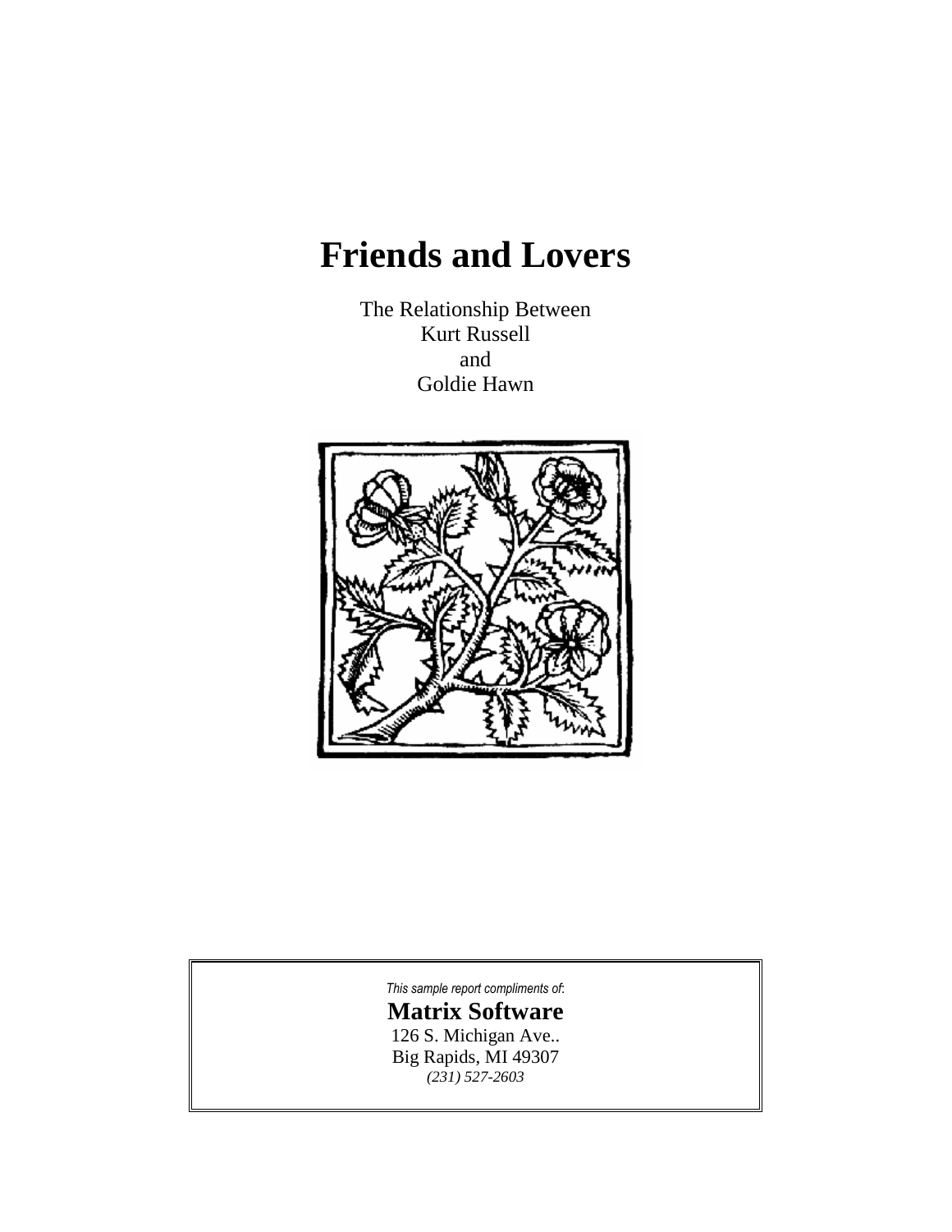# Friends and Lovers

The Relationship Between
Kurt Russell
and
Goldie Hawn

*This sample report compliments of:*

**Matrix Software**
126 S. Michigan Ave..
Big Rapids, MI 49307
*(231) 527-2603*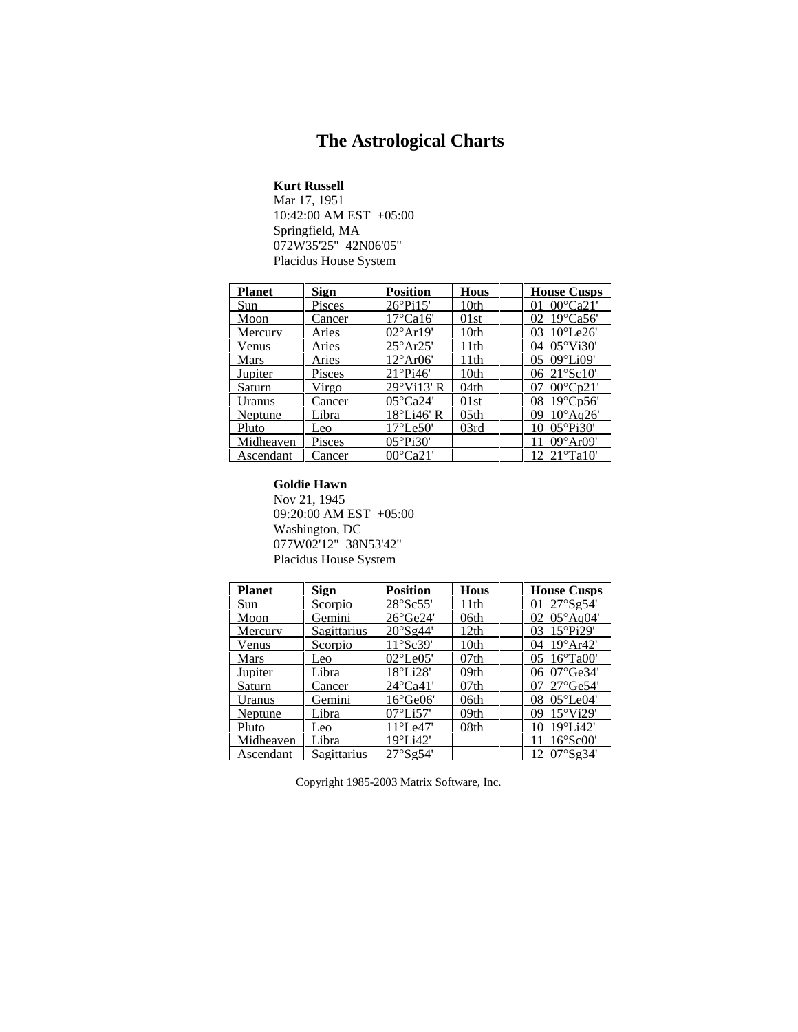# The Astrological Charts

**Kurt Russell**
Mar 17, 1951
10:42:00 AM EST +05:00
Springfield, MA
072W35'25" 42N06'05"
Placidus House System

| Planet | Sign | Position | Hous | | House Cusps |
|---|---|---|---|---|---|
| Sun | Pisces | 26°Pi15' | 10th | | 01 00°Ca21' |
| Moon | Cancer | 17°Ca16' | 01st | | 02 19°Ca56' |
| Mercury | Aries | 02°Ar19' | 10th | | 03 10°Le26' |
| Venus | Aries | 25°Ar25' | 11th | | 04 05°Vi30' |
| Mars | Aries | 12°Ar06' | 11th | | 05 09°Li09' |
| Jupiter | Pisces | 21°Pi46' | 10th | | 06 21°Sc10' |
| Saturn | Virgo | 29°Vi13' R | 04th | | 07 00°Cp21' |
| Uranus | Cancer | 05°Ca24' | 01st | | 08 19°Cp56' |
| Neptune | Libra | 18°Li46' R | 05th | | 09 10°Aq26' |
| Pluto | Leo | 17°Le50' | 03rd | | 10 05°Pi30' |
| Midheaven | Pisces | 05°Pi30' | | | 11 09°Ar09' |
| Ascendant | Cancer | 00°Ca21' | | | 12 21°Ta10' |

**Goldie Hawn**
Nov 21, 1945
09:20:00 AM EST +05:00
Washington, DC
077W02'12" 38N53'42"
Placidus House System

| Planet | Sign | Position | Hous | | House Cusps |
|---|---|---|---|---|---|
| Sun | Scorpio | 28°Sc55' | 11th | | 01 27°Sg54' |
| Moon | Gemini | 26°Ge24' | 06th | | 02 05°Aq04' |
| Mercury | Sagittarius | 20°Sg44' | 12th | | 03 15°Pi29' |
| Venus | Scorpio | 11°Sc39' | 10th | | 04 19°Ar42' |
| Mars | Leo | 02°Le05' | 07th | | 05 16°Ta00' |
| Jupiter | Libra | 18°Li28' | 09th | | 06 07°Ge34' |
| Saturn | Cancer | 24°Ca41' | 07th | | 07 27°Ge54' |
| Uranus | Gemini | 16°Ge06' | 06th | | 08 05°Le04' |
| Neptune | Libra | 07°Li57' | 09th | | 09 15°Vi29' |
| Pluto | Leo | 11°Le47' | 08th | | 10 19°Li42' |
| Midheaven | Libra | 19°Li42' | | | 11 16°Sc00' |
| Ascendant | Sagittarius | 27°Sg54' | | | 12 07°Sg34' |

Copyright 1985-2003 Matrix Software, Inc.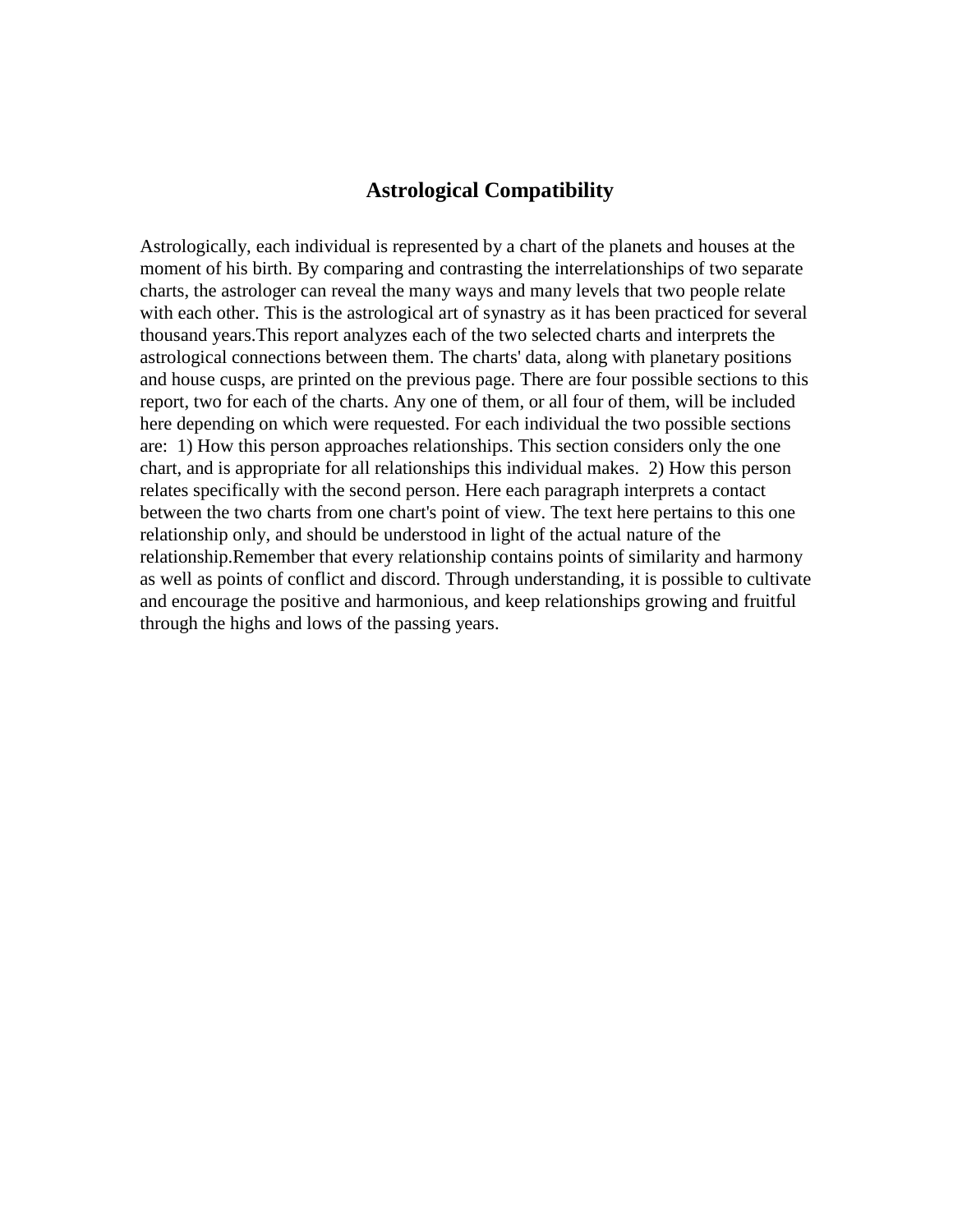# Astrological Compatibility

Astrologically, each individual is represented by a chart of the planets and houses at the moment of his birth. By comparing and contrasting the interrelationships of two separate charts, the astrologer can reveal the many ways and many levels that two people relate with each other. This is the astrological art of synastry as it has been practiced for several thousand years.This report analyzes each of the two selected charts and interprets the astrological connections between them. The charts' data, along with planetary positions and house cusps, are printed on the previous page. There are four possible sections to this report, two for each of the charts. Any one of them, or all four of them, will be included here depending on which were requested. For each individual the two possible sections are: 1) How this person approaches relationships. This section considers only the one chart, and is appropriate for all relationships this individual makes. 2) How this person relates specifically with the second person. Here each paragraph interprets a contact between the two charts from one chart's point of view. The text here pertains to this one relationship only, and should be understood in light of the actual nature of the relationship.Remember that every relationship contains points of similarity and harmony as well as points of conflict and discord. Through understanding, it is possible to cultivate and encourage the positive and harmonious, and keep relationships growing and fruitful through the highs and lows of the passing years.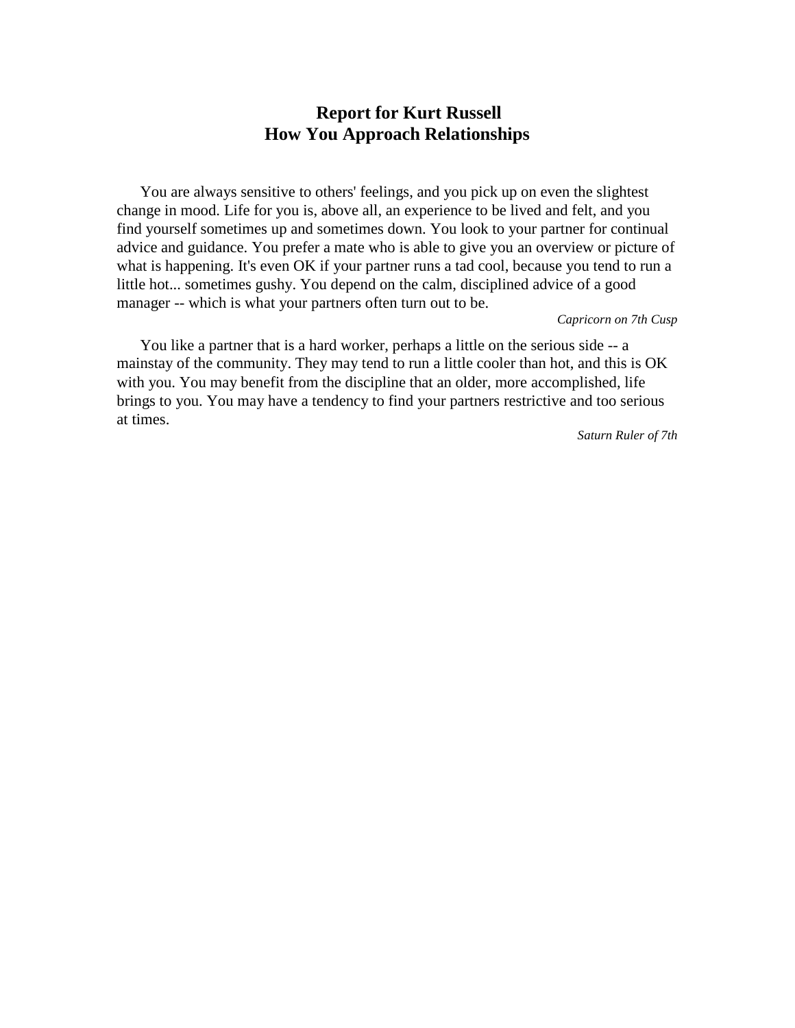## Report for Kurt Russell
## How You Approach Relationships

You are always sensitive to others' feelings, and you pick up on even the slightest change in mood. Life for you is, above all, an experience to be lived and felt, and you find yourself sometimes up and sometimes down. You look to your partner for continual advice and guidance. You prefer a mate who is able to give you an overview or picture of what is happening. It's even OK if your partner runs a tad cool, because you tend to run a little hot... sometimes gushy. You depend on the calm, disciplined advice of a good manager -- which is what your partners often turn out to be.

*Capricorn on 7th Cusp*

You like a partner that is a hard worker, perhaps a little on the serious side -- a mainstay of the community. They may tend to run a little cooler than hot, and this is OK with you. You may benefit from the discipline that an older, more accomplished, life brings to you. You may have a tendency to find your partners restrictive and too serious at times.

*Saturn Ruler of 7th*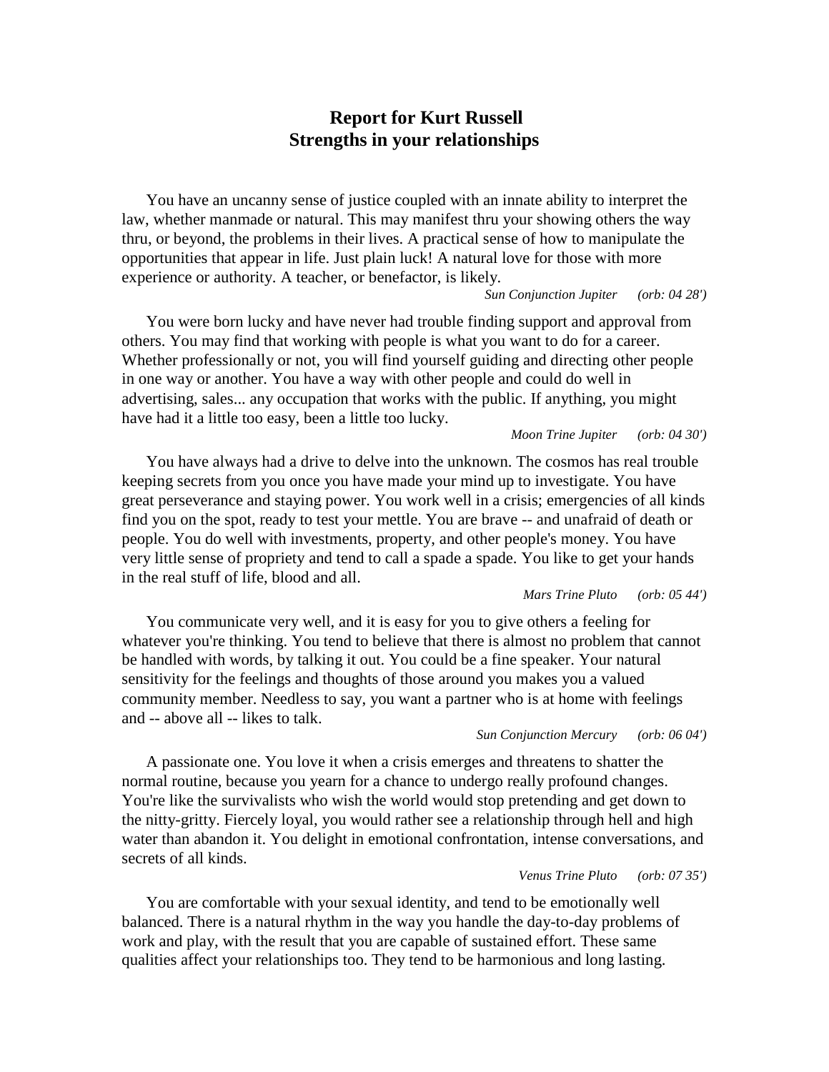# Report for Kurt Russell
## Strengths in your relationships

You have an uncanny sense of justice coupled with an innate ability to interpret the law, whether manmade or natural. This may manifest thru your showing others the way thru, or beyond, the problems in their lives. A practical sense of how to manipulate the opportunities that appear in life. Just plain luck! A natural love for those with more experience or authority. A teacher, or benefactor, is likely.

*Sun Conjunction Jupiter (orb: 04 28')*

You were born lucky and have never had trouble finding support and approval from others. You may find that working with people is what you want to do for a career. Whether professionally or not, you will find yourself guiding and directing other people in one way or another. You have a way with other people and could do well in advertising, sales... any occupation that works with the public. If anything, you might have had it a little too easy, been a little too lucky.

*Moon Trine Jupiter (orb: 04 30')*

You have always had a drive to delve into the unknown. The cosmos has real trouble keeping secrets from you once you have made your mind up to investigate. You have great perseverance and staying power. You work well in a crisis; emergencies of all kinds find you on the spot, ready to test your mettle. You are brave -- and unafraid of death or people. You do well with investments, property, and other people's money. You have very little sense of propriety and tend to call a spade a spade. You like to get your hands in the real stuff of life, blood and all.

*Mars Trine Pluto (orb: 05 44')*

You communicate very well, and it is easy for you to give others a feeling for whatever you're thinking. You tend to believe that there is almost no problem that cannot be handled with words, by talking it out. You could be a fine speaker. Your natural sensitivity for the feelings and thoughts of those around you makes you a valued community member. Needless to say, you want a partner who is at home with feelings and -- above all -- likes to talk.

*Sun Conjunction Mercury (orb: 06 04')*

A passionate one. You love it when a crisis emerges and threatens to shatter the normal routine, because you yearn for a chance to undergo really profound changes. You're like the survivalists who wish the world would stop pretending and get down to the nitty-gritty. Fiercely loyal, you would rather see a relationship through hell and high water than abandon it. You delight in emotional confrontation, intense conversations, and secrets of all kinds.

*Venus Trine Pluto (orb: 07 35')*

You are comfortable with your sexual identity, and tend to be emotionally well balanced. There is a natural rhythm in the way you handle the day-to-day problems of work and play, with the result that you are capable of sustained effort. These same qualities affect your relationships too. They tend to be harmonious and long lasting.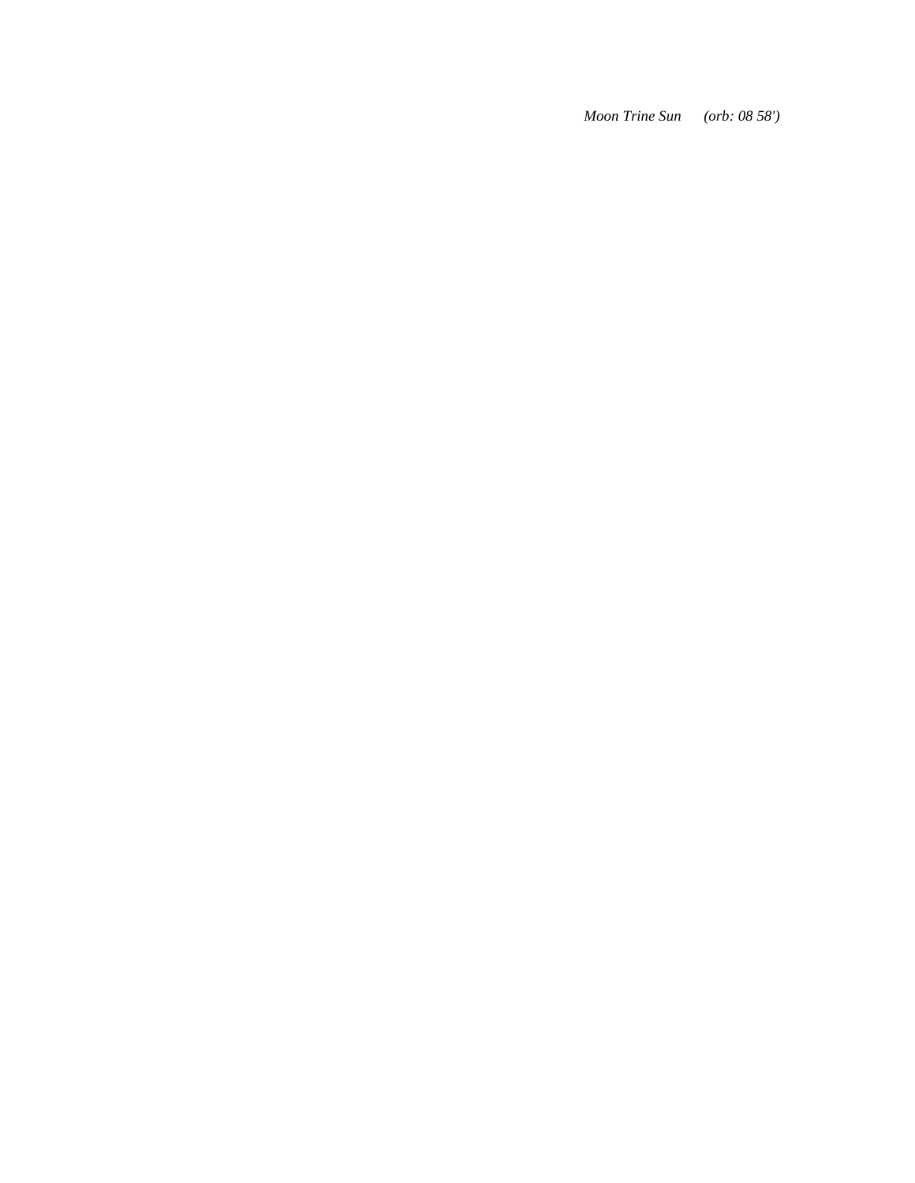*Moon Trine Sun (orb: 08 58')*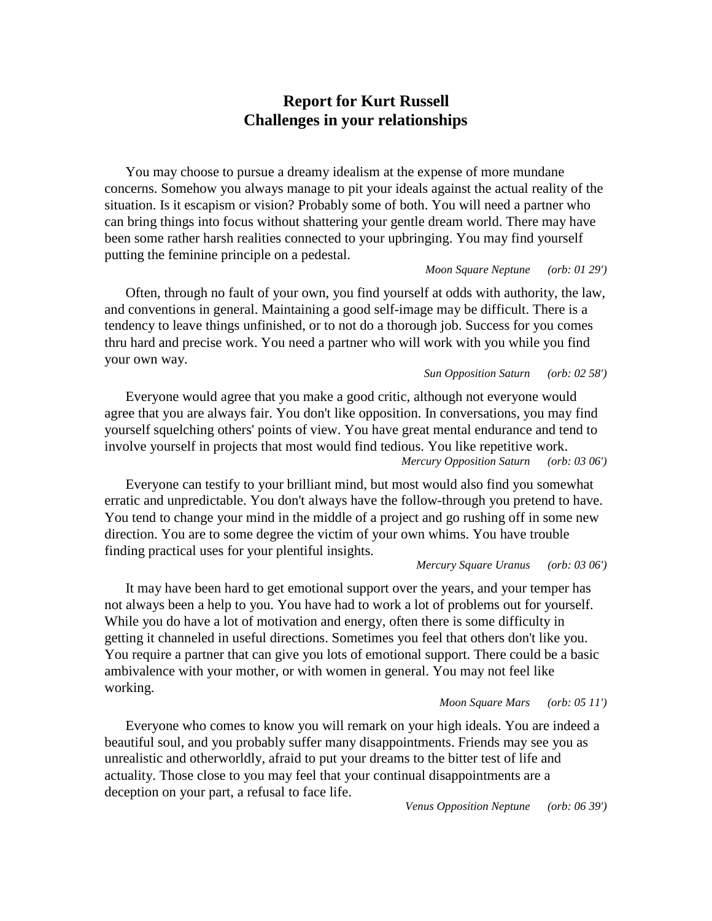# Report for Kurt Russell
## Challenges in your relationships

You may choose to pursue a dreamy idealism at the expense of more mundane concerns. Somehow you always manage to pit your ideals against the actual reality of the situation. Is it escapism or vision? Probably some of both. You will need a partner who can bring things into focus without shattering your gentle dream world. There may have been some rather harsh realities connected to your upbringing. You may find yourself putting the feminine principle on a pedestal.

*Moon Square Neptune (orb: 01 29')*

Often, through no fault of your own, you find yourself at odds with authority, the law, and conventions in general. Maintaining a good self-image may be difficult. There is a tendency to leave things unfinished, or to not do a thorough job. Success for you comes thru hard and precise work. You need a partner who will work with you while you find your own way.

*Sun Opposition Saturn (orb: 02 58')*

Everyone would agree that you make a good critic, although not everyone would agree that you are always fair. You don't like opposition. In conversations, you may find yourself squelching others' points of view. You have great mental endurance and tend to involve yourself in projects that most would find tedious. You like repetitive work.

*Mercury Opposition Saturn (orb: 03 06')*

Everyone can testify to your brilliant mind, but most would also find you somewhat erratic and unpredictable. You don't always have the follow-through you pretend to have. You tend to change your mind in the middle of a project and go rushing off in some new direction. You are to some degree the victim of your own whims. You have trouble finding practical uses for your plentiful insights.

*Mercury Square Uranus (orb: 03 06')*

It may have been hard to get emotional support over the years, and your temper has not always been a help to you. You have had to work a lot of problems out for yourself. While you do have a lot of motivation and energy, often there is some difficulty in getting it channeled in useful directions. Sometimes you feel that others don't like you. You require a partner that can give you lots of emotional support. There could be a basic ambivalence with your mother, or with women in general. You may not feel like working.

*Moon Square Mars (orb: 05 11')*

Everyone who comes to know you will remark on your high ideals. You are indeed a beautiful soul, and you probably suffer many disappointments. Friends may see you as unrealistic and otherworldly, afraid to put your dreams to the bitter test of life and actuality. Those close to you may feel that your continual disappointments are a deception on your part, a refusal to face life.

*Venus Opposition Neptune (orb: 06 39')*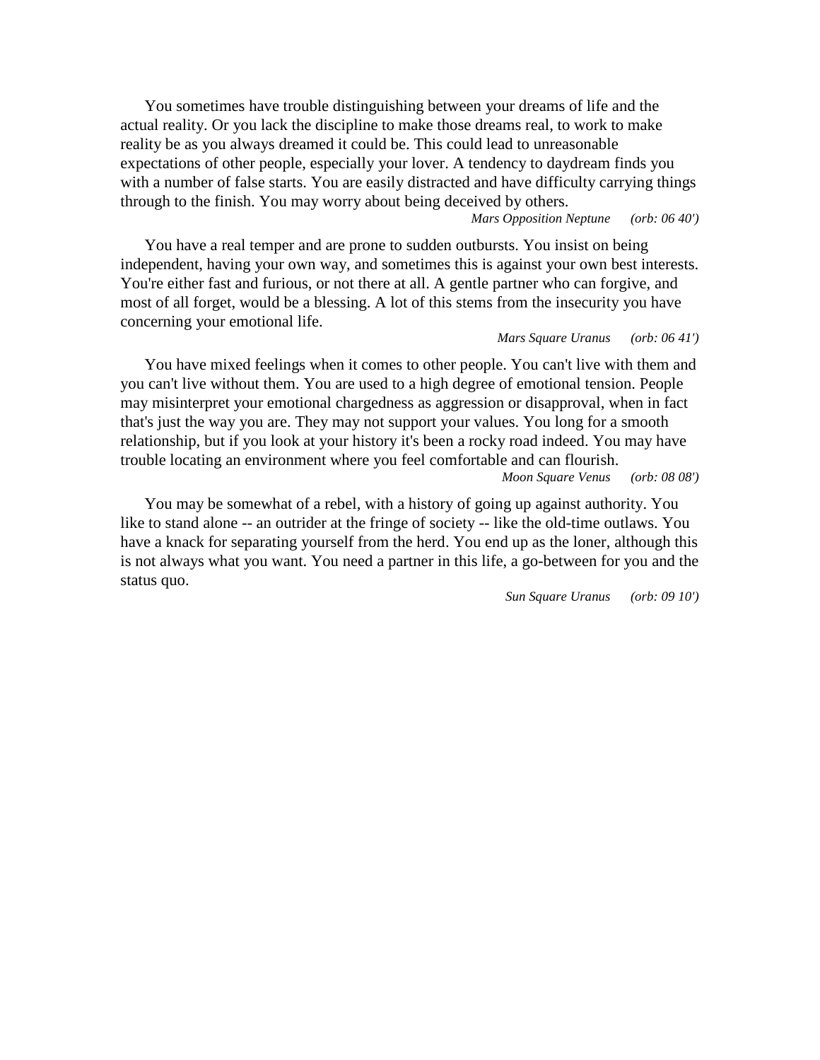You sometimes have trouble distinguishing between your dreams of life and the actual reality. Or you lack the discipline to make those dreams real, to work to make reality be as you always dreamed it could be. This could lead to unreasonable expectations of other people, especially your lover. A tendency to daydream finds you with a number of false starts. You are easily distracted and have difficulty carrying things through to the finish. You may worry about being deceived by others.

*Mars Opposition Neptune (orb: 06 40')*

You have a real temper and are prone to sudden outbursts. You insist on being independent, having your own way, and sometimes this is against your own best interests. You're either fast and furious, or not there at all. A gentle partner who can forgive, and most of all forget, would be a blessing. A lot of this stems from the insecurity you have concerning your emotional life.

*Mars Square Uranus (orb: 06 41')*

You have mixed feelings when it comes to other people. You can't live with them and you can't live without them. You are used to a high degree of emotional tension. People may misinterpret your emotional chargedness as aggression or disapproval, when in fact that's just the way you are. They may not support your values. You long for a smooth relationship, but if you look at your history it's been a rocky road indeed. You may have trouble locating an environment where you feel comfortable and can flourish.

*Moon Square Venus (orb: 08 08')*

You may be somewhat of a rebel, with a history of going up against authority. You like to stand alone -- an outrider at the fringe of society -- like the old-time outlaws. You have a knack for separating yourself from the herd. You end up as the loner, although this is not always what you want. You need a partner in this life, a go-between for you and the status quo.

*Sun Square Uranus (orb: 09 10')*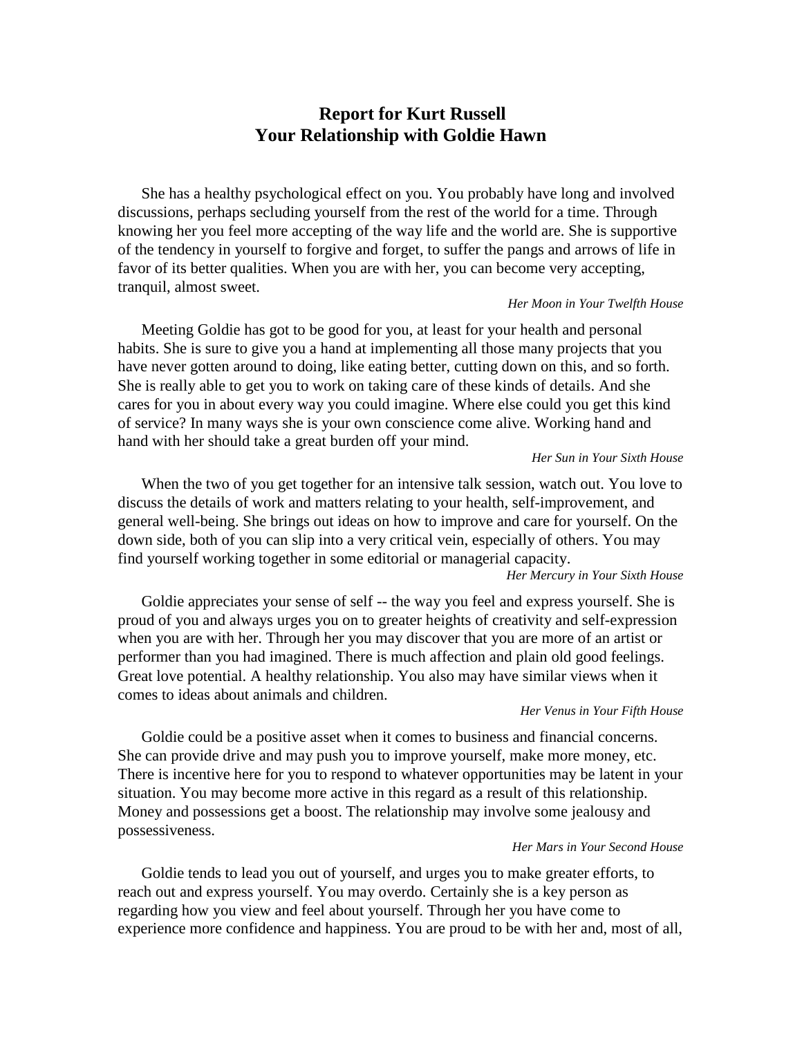## Report for Kurt Russell
## Your Relationship with Goldie Hawn

She has a healthy psychological effect on you. You probably have long and involved discussions, perhaps secluding yourself from the rest of the world for a time. Through knowing her you feel more accepting of the way life and the world are. She is supportive of the tendency in yourself to forgive and forget, to suffer the pangs and arrows of life in favor of its better qualities. When you are with her, you can become very accepting, tranquil, almost sweet.

*Her Moon in Your Twelfth House*

Meeting Goldie has got to be good for you, at least for your health and personal habits. She is sure to give you a hand at implementing all those many projects that you have never gotten around to doing, like eating better, cutting down on this, and so forth. She is really able to get you to work on taking care of these kinds of details. And she cares for you in about every way you could imagine. Where else could you get this kind of service? In many ways she is your own conscience come alive. Working hand and hand with her should take a great burden off your mind.

*Her Sun in Your Sixth House*

When the two of you get together for an intensive talk session, watch out. You love to discuss the details of work and matters relating to your health, self-improvement, and general well-being. She brings out ideas on how to improve and care for yourself. On the down side, both of you can slip into a very critical vein, especially of others. You may find yourself working together in some editorial or managerial capacity.

*Her Mercury in Your Sixth House*

Goldie appreciates your sense of self -- the way you feel and express yourself. She is proud of you and always urges you on to greater heights of creativity and self-expression when you are with her. Through her you may discover that you are more of an artist or performer than you had imagined. There is much affection and plain old good feelings. Great love potential. A healthy relationship. You also may have similar views when it comes to ideas about animals and children.

*Her Venus in Your Fifth House*

Goldie could be a positive asset when it comes to business and financial concerns. She can provide drive and may push you to improve yourself, make more money, etc. There is incentive here for you to respond to whatever opportunities may be latent in your situation. You may become more active in this regard as a result of this relationship. Money and possessions get a boost. The relationship may involve some jealousy and possessiveness.

*Her Mars in Your Second House*

Goldie tends to lead you out of yourself, and urges you to make greater efforts, to reach out and express yourself. You may overdo. Certainly she is a key person as regarding how you view and feel about yourself. Through her you have come to experience more confidence and happiness. You are proud to be with her and, most of all,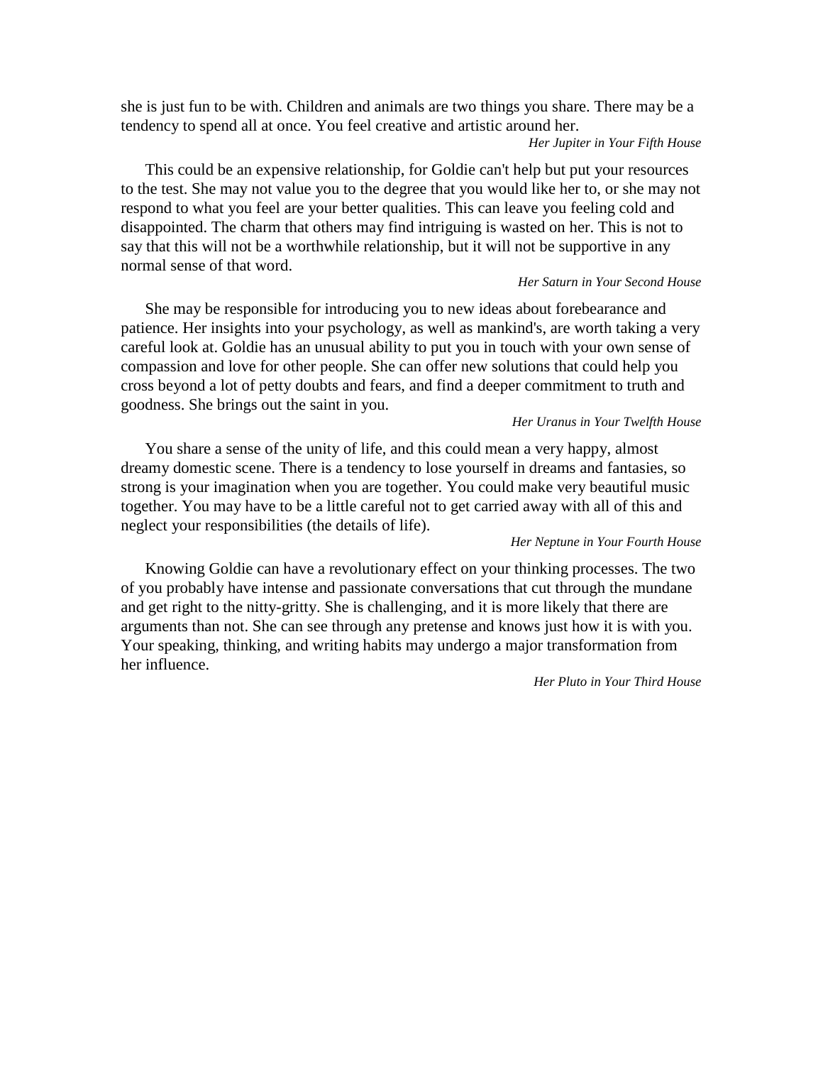she is just fun to be with. Children and animals are two things you share. There may be a tendency to spend all at once. You feel creative and artistic around her.

*Her Jupiter in Your Fifth House*

This could be an expensive relationship, for Goldie can't help but put your resources to the test. She may not value you to the degree that you would like her to, or she may not respond to what you feel are your better qualities. This can leave you feeling cold and disappointed. The charm that others may find intriguing is wasted on her. This is not to say that this will not be a worthwhile relationship, but it will not be supportive in any normal sense of that word.

*Her Saturn in Your Second House*

She may be responsible for introducing you to new ideas about forebearance and patience. Her insights into your psychology, as well as mankind's, are worth taking a very careful look at. Goldie has an unusual ability to put you in touch with your own sense of compassion and love for other people. She can offer new solutions that could help you cross beyond a lot of petty doubts and fears, and find a deeper commitment to truth and goodness. She brings out the saint in you.

*Her Uranus in Your Twelfth House*

You share a sense of the unity of life, and this could mean a very happy, almost dreamy domestic scene. There is a tendency to lose yourself in dreams and fantasies, so strong is your imagination when you are together. You could make very beautiful music together. You may have to be a little careful not to get carried away with all of this and neglect your responsibilities (the details of life).

*Her Neptune in Your Fourth House*

Knowing Goldie can have a revolutionary effect on your thinking processes. The two of you probably have intense and passionate conversations that cut through the mundane and get right to the nitty-gritty. She is challenging, and it is more likely that there are arguments than not. She can see through any pretense and knows just how it is with you. Your speaking, thinking, and writing habits may undergo a major transformation from her influence.

*Her Pluto in Your Third House*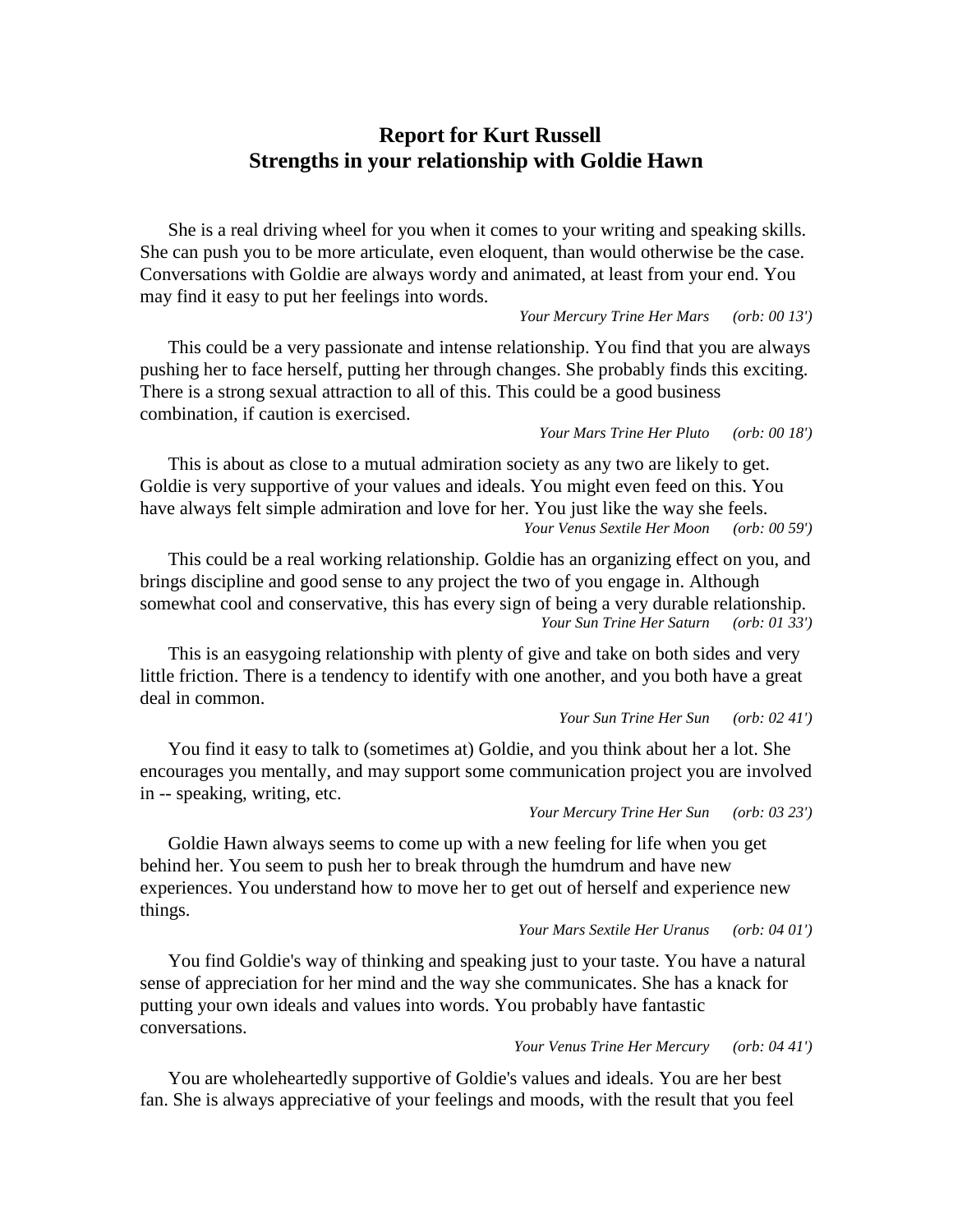# Report for Kurt Russell
## Strengths in your relationship with Goldie Hawn

She is a real driving wheel for you when it comes to your writing and speaking skills. She can push you to be more articulate, even eloquent, than would otherwise be the case. Conversations with Goldie are always wordy and animated, at least from your end. You may find it easy to put her feelings into words.

*Your Mercury Trine Her Mars (orb: 00 13')*

This could be a very passionate and intense relationship. You find that you are always pushing her to face herself, putting her through changes. She probably finds this exciting. There is a strong sexual attraction to all of this. This could be a good business combination, if caution is exercised.

*Your Mars Trine Her Pluto (orb: 00 18')*

This is about as close to a mutual admiration society as any two are likely to get. Goldie is very supportive of your values and ideals. You might even feed on this. You have always felt simple admiration and love for her. You just like the way she feels.

*Your Venus Sextile Her Moon (orb: 00 59')*

This could be a real working relationship. Goldie has an organizing effect on you, and brings discipline and good sense to any project the two of you engage in. Although somewhat cool and conservative, this has every sign of being a very durable relationship.

*Your Sun Trine Her Saturn (orb: 01 33')*

This is an easygoing relationship with plenty of give and take on both sides and very little friction. There is a tendency to identify with one another, and you both have a great deal in common.

*Your Sun Trine Her Sun (orb: 02 41')*

You find it easy to talk to (sometimes at) Goldie, and you think about her a lot. She encourages you mentally, and may support some communication project you are involved in -- speaking, writing, etc.

*Your Mercury Trine Her Sun (orb: 03 23')*

Goldie Hawn always seems to come up with a new feeling for life when you get behind her. You seem to push her to break through the humdrum and have new experiences. You understand how to move her to get out of herself and experience new things.

*Your Mars Sextile Her Uranus (orb: 04 01')*

You find Goldie's way of thinking and speaking just to your taste. You have a natural sense of appreciation for her mind and the way she communicates. She has a knack for putting your own ideals and values into words. You probably have fantastic conversations.

*Your Venus Trine Her Mercury (orb: 04 41')*

You are wholeheartedly supportive of Goldie's values and ideals. You are her best fan. She is always appreciative of your feelings and moods, with the result that you feel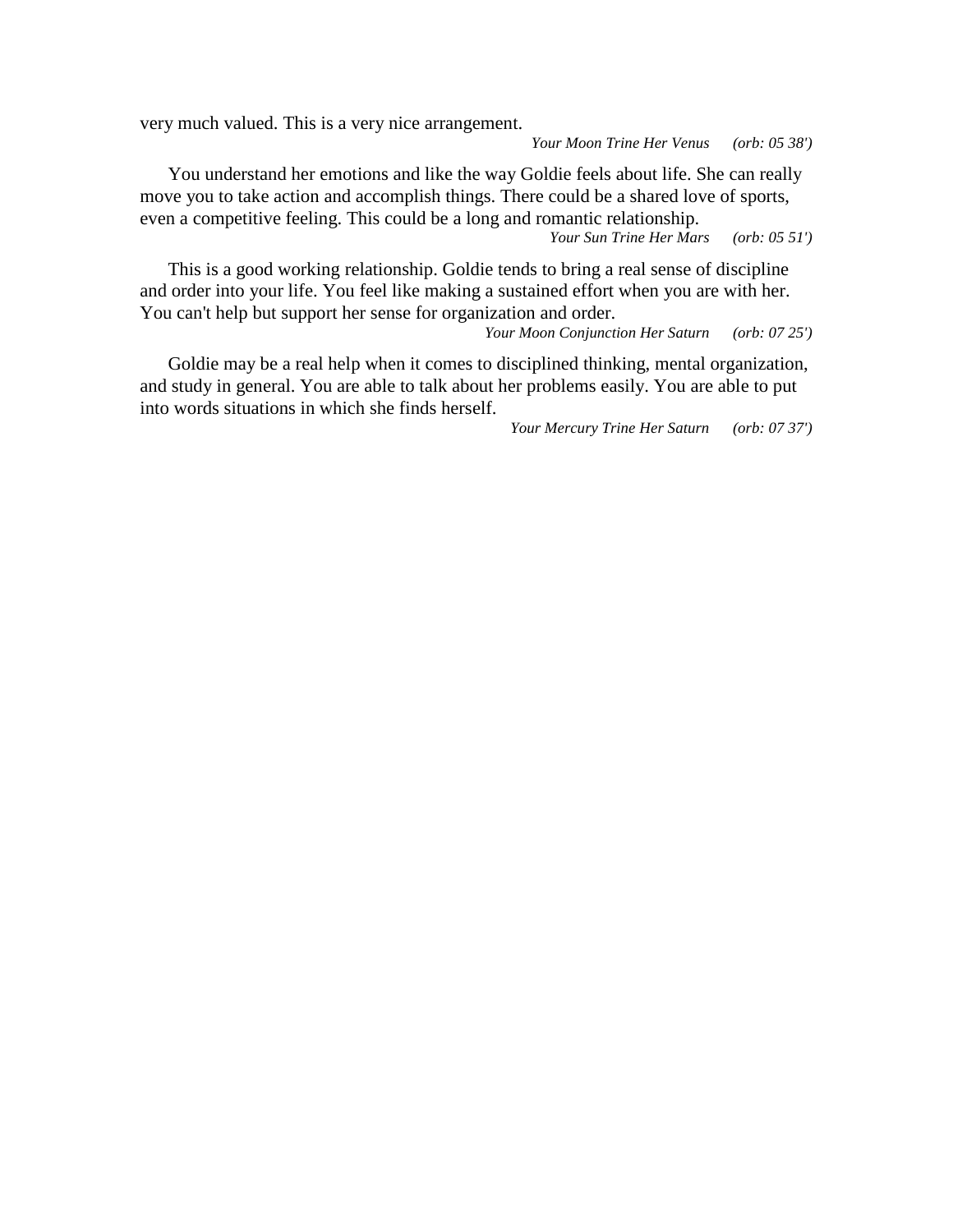very much valued. This is a very nice arrangement.

*Your Moon Trine Her Venus (orb: 05 38')*

You understand her emotions and like the way Goldie feels about life. She can really move you to take action and accomplish things. There could be a shared love of sports, even a competitive feeling. This could be a long and romantic relationship.

*Your Sun Trine Her Mars (orb: 05 51')*

This is a good working relationship. Goldie tends to bring a real sense of discipline and order into your life. You feel like making a sustained effort when you are with her. You can't help but support her sense for organization and order.

*Your Moon Conjunction Her Saturn (orb: 07 25')*

Goldie may be a real help when it comes to disciplined thinking, mental organization, and study in general. You are able to talk about her problems easily. You are able to put into words situations in which she finds herself.

*Your Mercury Trine Her Saturn (orb: 07 37')*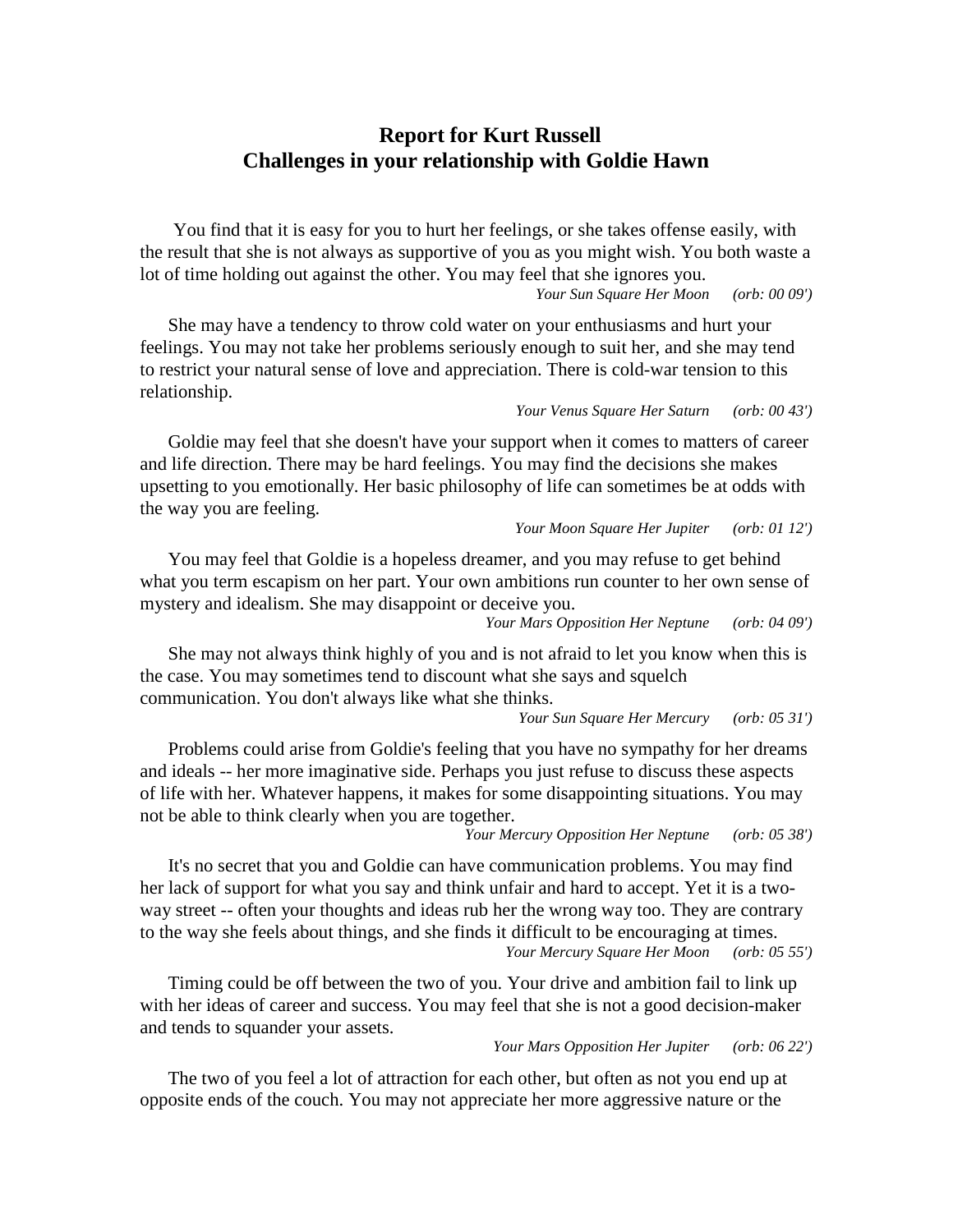## Report for Kurt Russell
## Challenges in your relationship with Goldie Hawn

You find that it is easy for you to hurt her feelings, or she takes offense easily, with the result that she is not always as supportive of you as you might wish. You both waste a lot of time holding out against the other. You may feel that she ignores you.

*Your Sun Square Her Moon (orb: 00 09')*

She may have a tendency to throw cold water on your enthusiasms and hurt your feelings. You may not take her problems seriously enough to suit her, and she may tend to restrict your natural sense of love and appreciation. There is cold-war tension to this relationship.

*Your Venus Square Her Saturn (orb: 00 43')*

Goldie may feel that she doesn't have your support when it comes to matters of career and life direction. There may be hard feelings. You may find the decisions she makes upsetting to you emotionally. Her basic philosophy of life can sometimes be at odds with the way you are feeling.

*Your Moon Square Her Jupiter (orb: 01 12')*

You may feel that Goldie is a hopeless dreamer, and you may refuse to get behind what you term escapism on her part. Your own ambitions run counter to her own sense of mystery and idealism. She may disappoint or deceive you.

*Your Mars Opposition Her Neptune (orb: 04 09')*

She may not always think highly of you and is not afraid to let you know when this is the case. You may sometimes tend to discount what she says and squelch communication. You don't always like what she thinks.

*Your Sun Square Her Mercury (orb: 05 31')*

Problems could arise from Goldie's feeling that you have no sympathy for her dreams and ideals -- her more imaginative side. Perhaps you just refuse to discuss these aspects of life with her. Whatever happens, it makes for some disappointing situations. You may not be able to think clearly when you are together.

*Your Mercury Opposition Her Neptune (orb: 05 38')*

It's no secret that you and Goldie can have communication problems. You may find her lack of support for what you say and think unfair and hard to accept. Yet it is a two-way street -- often your thoughts and ideas rub her the wrong way too. They are contrary to the way she feels about things, and she finds it difficult to be encouraging at times.

*Your Mercury Square Her Moon (orb: 05 55')*

Timing could be off between the two of you. Your drive and ambition fail to link up with her ideas of career and success. You may feel that she is not a good decision-maker and tends to squander your assets.

*Your Mars Opposition Her Jupiter (orb: 06 22')*

The two of you feel a lot of attraction for each other, but often as not you end up at opposite ends of the couch. You may not appreciate her more aggressive nature or the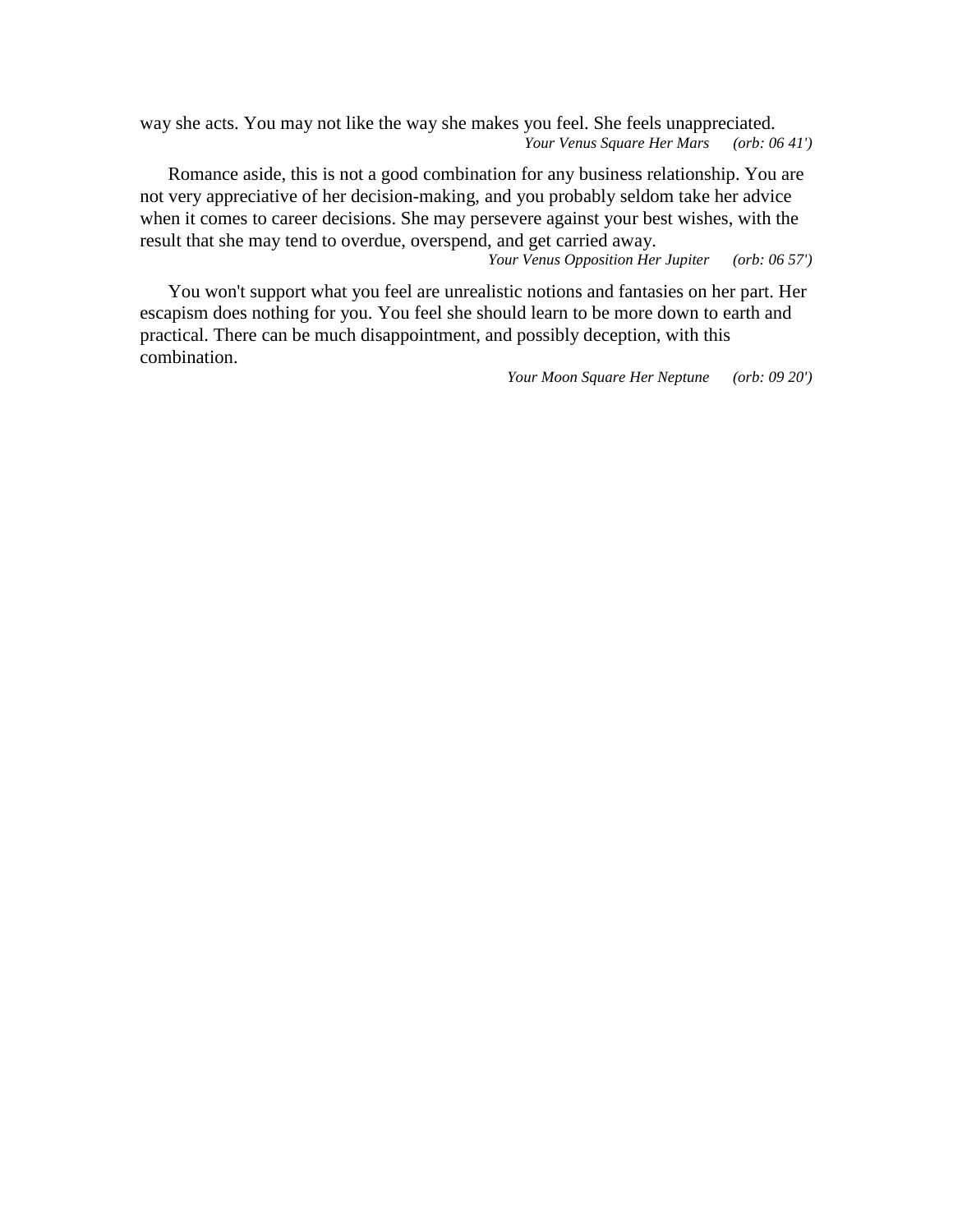way she acts. You may not like the way she makes you feel. She feels unappreciated.

*Your Venus Square Her Mars (orb: 06 41')*

Romance aside, this is not a good combination for any business relationship. You are not very appreciative of her decision-making, and you probably seldom take her advice when it comes to career decisions. She may persevere against your best wishes, with the result that she may tend to overdue, overspend, and get carried away.

*Your Venus Opposition Her Jupiter (orb: 06 57')*

You won't support what you feel are unrealistic notions and fantasies on her part. Her escapism does nothing for you. You feel she should learn to be more down to earth and practical. There can be much disappointment, and possibly deception, with this combination.

*Your Moon Square Her Neptune (orb: 09 20')*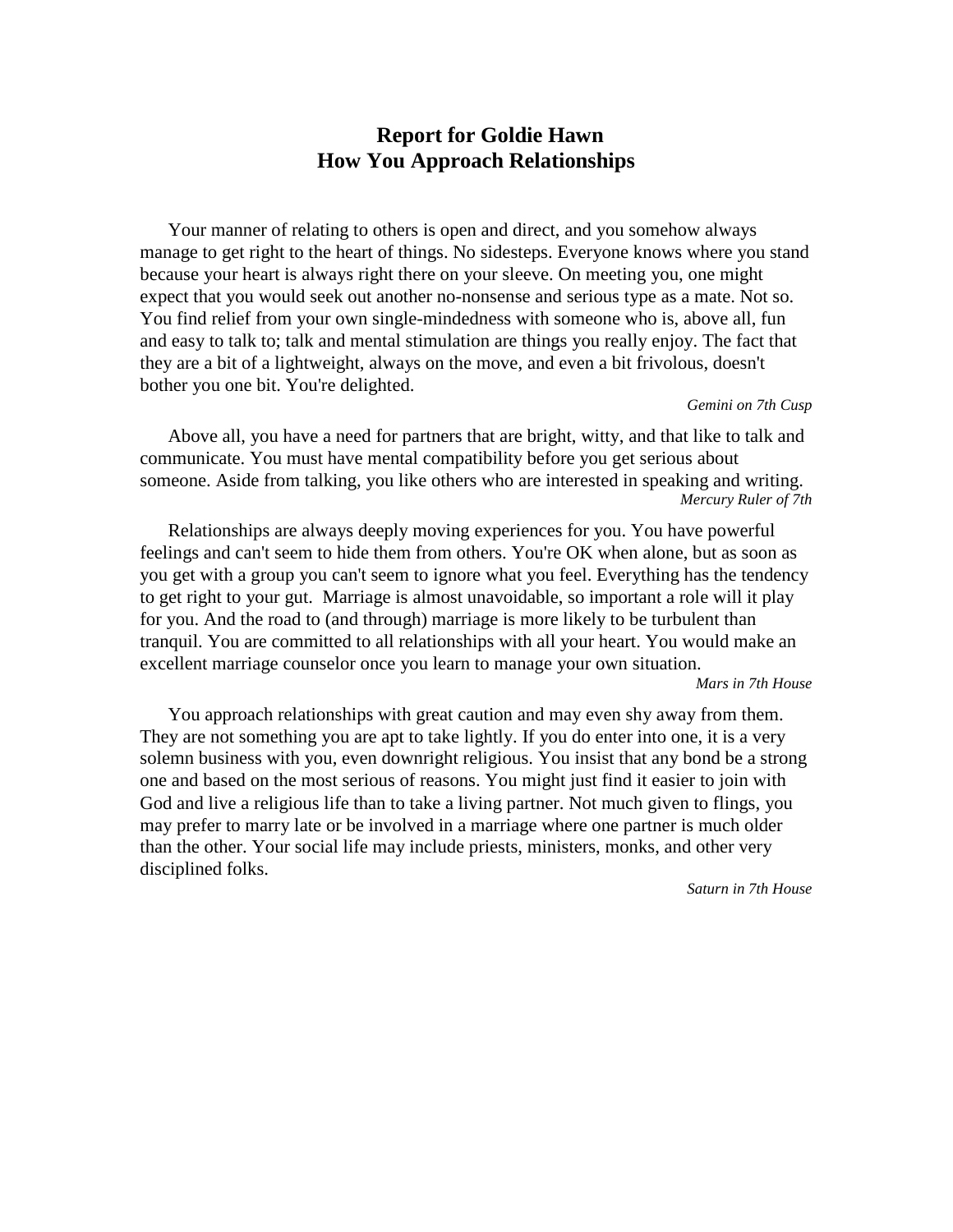# Report for Goldie Hawn
## How You Approach Relationships

Your manner of relating to others is open and direct, and you somehow always manage to get right to the heart of things. No sidesteps. Everyone knows where you stand because your heart is always right there on your sleeve. On meeting you, one might expect that you would seek out another no-nonsense and serious type as a mate. Not so. You find relief from your own single-mindedness with someone who is, above all, fun and easy to talk to; talk and mental stimulation are things you really enjoy. The fact that they are a bit of a lightweight, always on the move, and even a bit frivolous, doesn't bother you one bit. You're delighted.

*Gemini on 7th Cusp*

Above all, you have a need for partners that are bright, witty, and that like to talk and communicate. You must have mental compatibility before you get serious about someone. Aside from talking, you like others who are interested in speaking and writing.

*Mercury Ruler of 7th*

Relationships are always deeply moving experiences for you. You have powerful feelings and can't seem to hide them from others. You're OK when alone, but as soon as you get with a group you can't seem to ignore what you feel. Everything has the tendency to get right to your gut. Marriage is almost unavoidable, so important a role will it play for you. And the road to (and through) marriage is more likely to be turbulent than tranquil. You are committed to all relationships with all your heart. You would make an excellent marriage counselor once you learn to manage your own situation.

*Mars in 7th House*

You approach relationships with great caution and may even shy away from them. They are not something you are apt to take lightly. If you do enter into one, it is a very solemn business with you, even downright religious. You insist that any bond be a strong one and based on the most serious of reasons. You might just find it easier to join with God and live a religious life than to take a living partner. Not much given to flings, you may prefer to marry late or be involved in a marriage where one partner is much older than the other. Your social life may include priests, ministers, monks, and other very disciplined folks.

*Saturn in 7th House*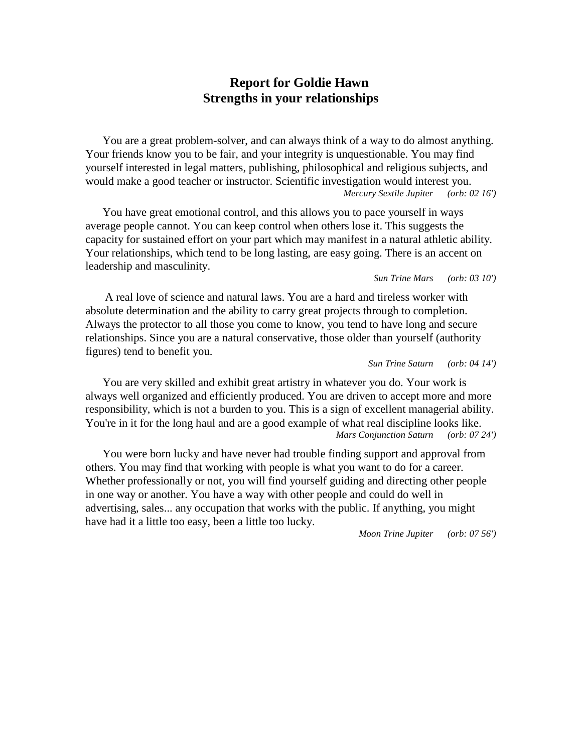# Report for Goldie Hawn
## Strengths in your relationships

You are a great problem-solver, and can always think of a way to do almost anything. Your friends know you to be fair, and your integrity is unquestionable. You may find yourself interested in legal matters, publishing, philosophical and religious subjects, and would make a good teacher or instructor. Scientific investigation would interest you.

*Mercury Sextile Jupiter (orb: 02 16')*

You have great emotional control, and this allows you to pace yourself in ways average people cannot. You can keep control when others lose it. This suggests the capacity for sustained effort on your part which may manifest in a natural athletic ability. Your relationships, which tend to be long lasting, are easy going. There is an accent on leadership and masculinity.

*Sun Trine Mars (orb: 03 10')*

A real love of science and natural laws. You are a hard and tireless worker with absolute determination and the ability to carry great projects through to completion. Always the protector to all those you come to know, you tend to have long and secure relationships. Since you are a natural conservative, those older than yourself (authority figures) tend to benefit you.

*Sun Trine Saturn (orb: 04 14')*

You are very skilled and exhibit great artistry in whatever you do. Your work is always well organized and efficiently produced. You are driven to accept more and more responsibility, which is not a burden to you. This is a sign of excellent managerial ability. You're in it for the long haul and are a good example of what real discipline looks like.

*Mars Conjunction Saturn (orb: 07 24')*

You were born lucky and have never had trouble finding support and approval from others. You may find that working with people is what you want to do for a career. Whether professionally or not, you will find yourself guiding and directing other people in one way or another. You have a way with other people and could do well in advertising, sales... any occupation that works with the public. If anything, you might have had it a little too easy, been a little too lucky.

*Moon Trine Jupiter (orb: 07 56')*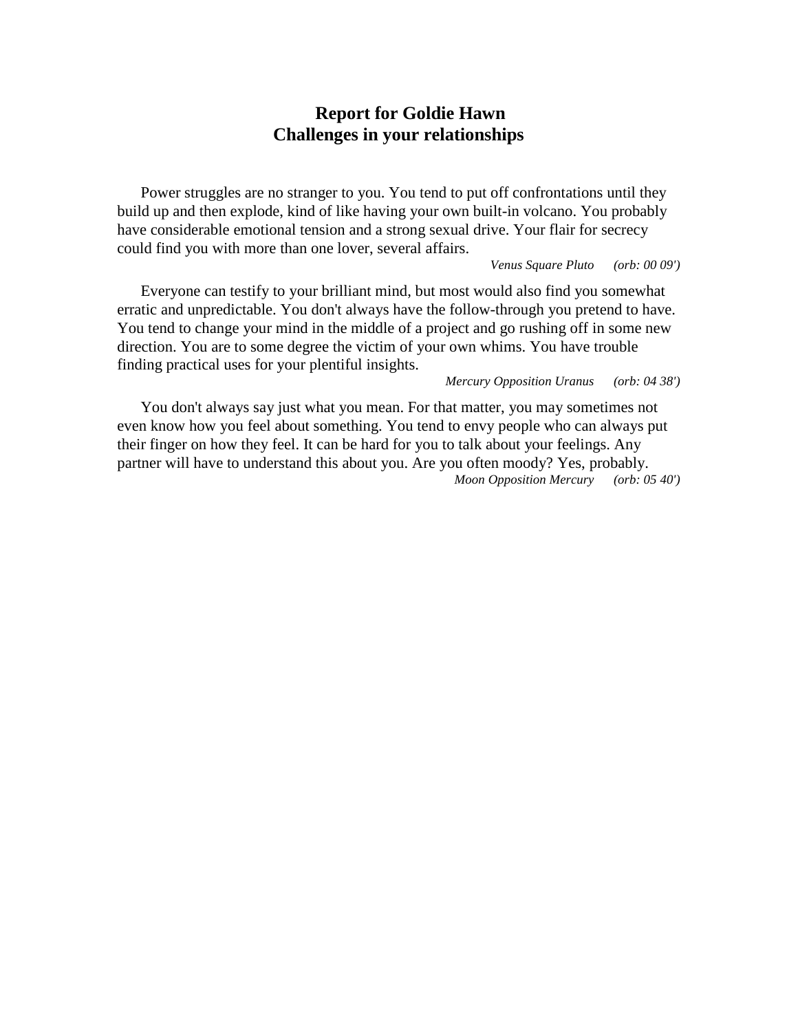# Report for Goldie Hawn
## Challenges in your relationships

Power struggles are no stranger to you. You tend to put off confrontations until they build up and then explode, kind of like having your own built-in volcano. You probably have considerable emotional tension and a strong sexual drive. Your flair for secrecy could find you with more than one lover, several affairs.

*Venus Square Pluto (orb: 00 09')*

Everyone can testify to your brilliant mind, but most would also find you somewhat erratic and unpredictable. You don't always have the follow-through you pretend to have. You tend to change your mind in the middle of a project and go rushing off in some new direction. You are to some degree the victim of your own whims. You have trouble finding practical uses for your plentiful insights.

*Mercury Opposition Uranus (orb: 04 38')*

You don't always say just what you mean. For that matter, you may sometimes not even know how you feel about something. You tend to envy people who can always put their finger on how they feel. It can be hard for you to talk about your feelings. Any partner will have to understand this about you. Are you often moody? Yes, probably.

*Moon Opposition Mercury (orb: 05 40')*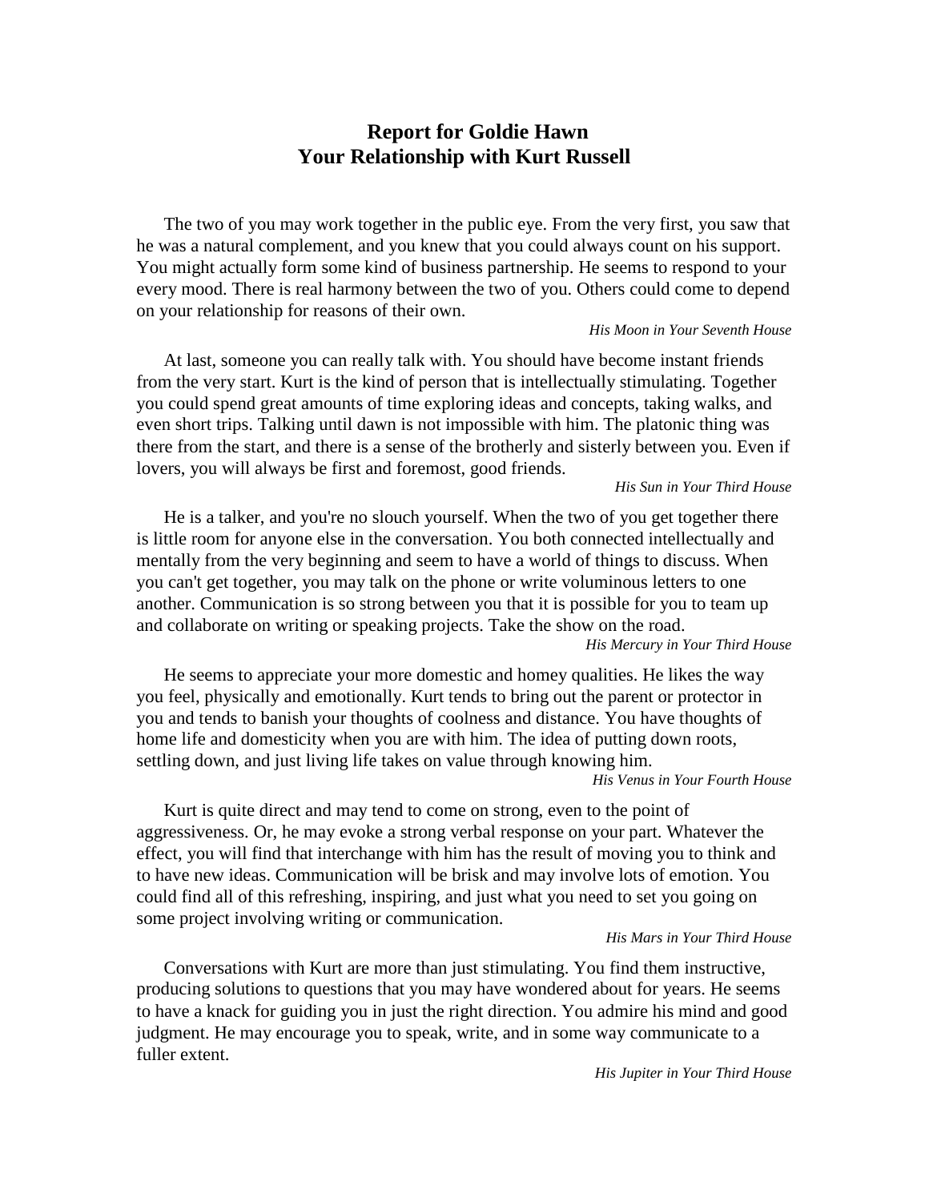# Report for Goldie Hawn
# Your Relationship with Kurt Russell

The two of you may work together in the public eye. From the very first, you saw that he was a natural complement, and you knew that you could always count on his support. You might actually form some kind of business partnership. He seems to respond to your every mood. There is real harmony between the two of you. Others could come to depend on your relationship for reasons of their own.

*His Moon in Your Seventh House*

At last, someone you can really talk with. You should have become instant friends from the very start. Kurt is the kind of person that is intellectually stimulating. Together you could spend great amounts of time exploring ideas and concepts, taking walks, and even short trips. Talking until dawn is not impossible with him. The platonic thing was there from the start, and there is a sense of the brotherly and sisterly between you. Even if lovers, you will always be first and foremost, good friends.

*His Sun in Your Third House*

He is a talker, and you're no slouch yourself. When the two of you get together there is little room for anyone else in the conversation. You both connected intellectually and mentally from the very beginning and seem to have a world of things to discuss. When you can't get together, you may talk on the phone or write voluminous letters to one another. Communication is so strong between you that it is possible for you to team up and collaborate on writing or speaking projects. Take the show on the road.

*His Mercury in Your Third House*

He seems to appreciate your more domestic and homey qualities. He likes the way you feel, physically and emotionally. Kurt tends to bring out the parent or protector in you and tends to banish your thoughts of coolness and distance. You have thoughts of home life and domesticity when you are with him. The idea of putting down roots, settling down, and just living life takes on value through knowing him.

*His Venus in Your Fourth House*

Kurt is quite direct and may tend to come on strong, even to the point of aggressiveness. Or, he may evoke a strong verbal response on your part. Whatever the effect, you will find that interchange with him has the result of moving you to think and to have new ideas. Communication will be brisk and may involve lots of emotion. You could find all of this refreshing, inspiring, and just what you need to set you going on some project involving writing or communication.

*His Mars in Your Third House*

Conversations with Kurt are more than just stimulating. You find them instructive, producing solutions to questions that you may have wondered about for years. He seems to have a knack for guiding you in just the right direction. You admire his mind and good judgment. He may encourage you to speak, write, and in some way communicate to a fuller extent.

*His Jupiter in Your Third House*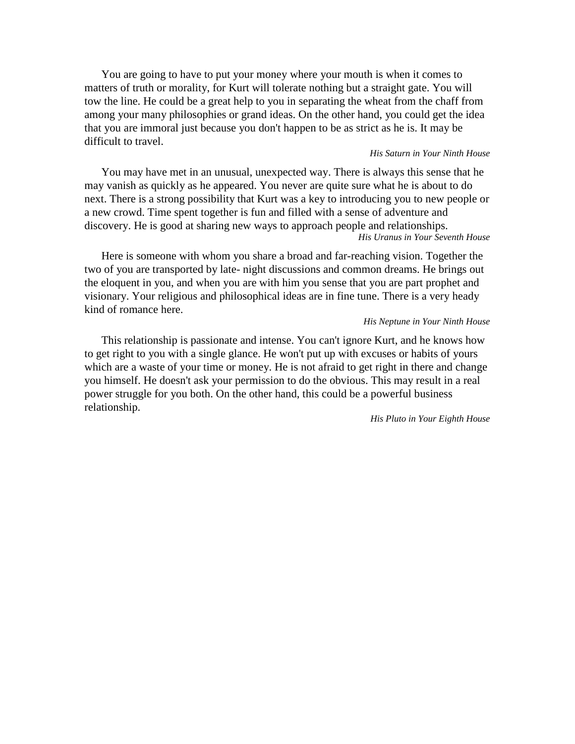You are going to have to put your money where your mouth is when it comes to matters of truth or morality, for Kurt will tolerate nothing but a straight gate. You will tow the line. He could be a great help to you in separating the wheat from the chaff from among your many philosophies or grand ideas. On the other hand, you could get the idea that you are immoral just because you don't happen to be as strict as he is. It may be difficult to travel.

*His Saturn in Your Ninth House*

You may have met in an unusual, unexpected way. There is always this sense that he may vanish as quickly as he appeared. You never are quite sure what he is about to do next. There is a strong possibility that Kurt was a key to introducing you to new people or a new crowd. Time spent together is fun and filled with a sense of adventure and discovery. He is good at sharing new ways to approach people and relationships.

*His Uranus in Your Seventh House*

Here is someone with whom you share a broad and far-reaching vision. Together the two of you are transported by late- night discussions and common dreams. He brings out the eloquent in you, and when you are with him you sense that you are part prophet and visionary. Your religious and philosophical ideas are in fine tune. There is a very heady kind of romance here.

*His Neptune in Your Ninth House*

This relationship is passionate and intense. You can't ignore Kurt, and he knows how to get right to you with a single glance. He won't put up with excuses or habits of yours which are a waste of your time or money. He is not afraid to get right in there and change you himself. He doesn't ask your permission to do the obvious. This may result in a real power struggle for you both. On the other hand, this could be a powerful business relationship.

*His Pluto in Your Eighth House*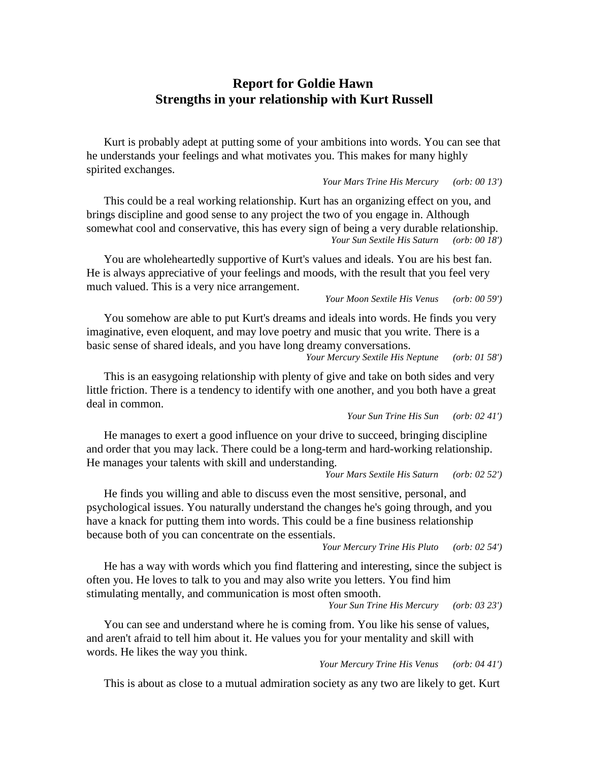# Report for Goldie Hawn
# Strengths in your relationship with Kurt Russell

Kurt is probably adept at putting some of your ambitions into words. You can see that he understands your feelings and what motivates you. This makes for many highly spirited exchanges.

*Your Mars Trine His Mercury (orb: 00 13')*

This could be a real working relationship. Kurt has an organizing effect on you, and brings discipline and good sense to any project the two of you engage in. Although somewhat cool and conservative, this has every sign of being a very durable relationship.

*Your Sun Sextile His Saturn (orb: 00 18')*

You are wholeheartedly supportive of Kurt's values and ideals. You are his best fan. He is always appreciative of your feelings and moods, with the result that you feel very much valued. This is a very nice arrangement.

*Your Moon Sextile His Venus (orb: 00 59')*

You somehow are able to put Kurt's dreams and ideals into words. He finds you very imaginative, even eloquent, and may love poetry and music that you write. There is a basic sense of shared ideals, and you have long dreamy conversations.

*Your Mercury Sextile His Neptune (orb: 01 58')*

This is an easygoing relationship with plenty of give and take on both sides and very little friction. There is a tendency to identify with one another, and you both have a great deal in common.

*Your Sun Trine His Sun (orb: 02 41')*

He manages to exert a good influence on your drive to succeed, bringing discipline and order that you may lack. There could be a long-term and hard-working relationship. He manages your talents with skill and understanding.

*Your Mars Sextile His Saturn (orb: 02 52')*

He finds you willing and able to discuss even the most sensitive, personal, and psychological issues. You naturally understand the changes he's going through, and you have a knack for putting them into words. This could be a fine business relationship because both of you can concentrate on the essentials.

*Your Mercury Trine His Pluto (orb: 02 54')*

He has a way with words which you find flattering and interesting, since the subject is often you. He loves to talk to you and may also write you letters. You find him stimulating mentally, and communication is most often smooth.

*Your Sun Trine His Mercury (orb: 03 23')*

You can see and understand where he is coming from. You like his sense of values, and aren't afraid to tell him about it. He values you for your mentality and skill with words. He likes the way you think.

*Your Mercury Trine His Venus (orb: 04 41')*

This is about as close to a mutual admiration society as any two are likely to get. Kurt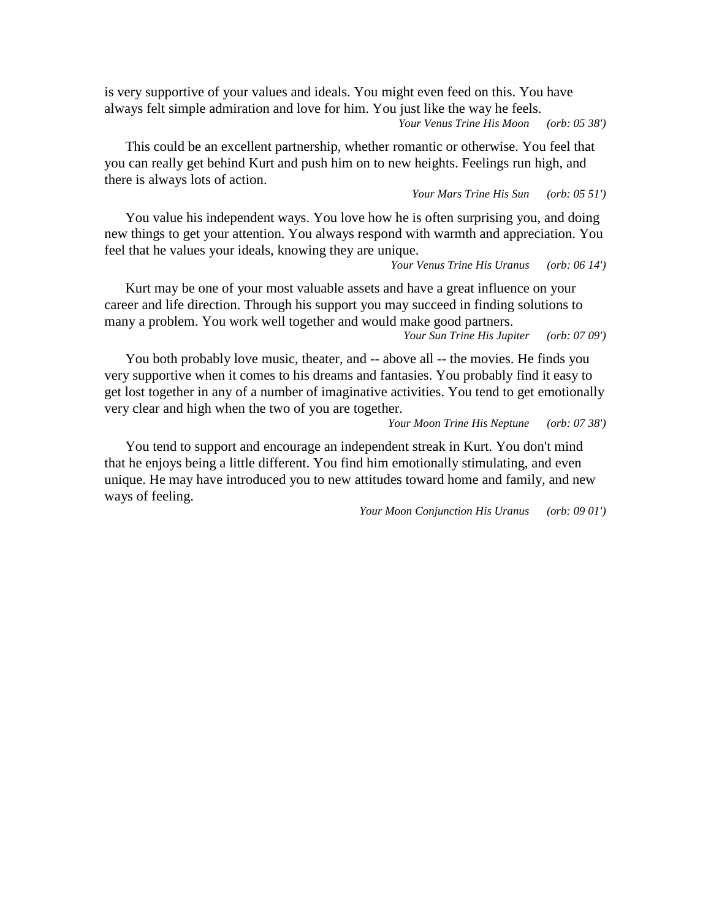is very supportive of your values and ideals. You might even feed on this. You have always felt simple admiration and love for him. You just like the way he feels.

*Your Venus Trine His Moon (orb: 05 38')*

This could be an excellent partnership, whether romantic or otherwise. You feel that you can really get behind Kurt and push him on to new heights. Feelings run high, and there is always lots of action.

*Your Mars Trine His Sun (orb: 05 51')*

You value his independent ways. You love how he is often surprising you, and doing new things to get your attention. You always respond with warmth and appreciation. You feel that he values your ideals, knowing they are unique.

*Your Venus Trine His Uranus (orb: 06 14')*

Kurt may be one of your most valuable assets and have a great influence on your career and life direction. Through his support you may succeed in finding solutions to many a problem. You work well together and would make good partners.

*Your Sun Trine His Jupiter (orb: 07 09')*

You both probably love music, theater, and -- above all -- the movies. He finds you very supportive when it comes to his dreams and fantasies. You probably find it easy to get lost together in any of a number of imaginative activities. You tend to get emotionally very clear and high when the two of you are together.

*Your Moon Trine His Neptune (orb: 07 38')*

You tend to support and encourage an independent streak in Kurt. You don't mind that he enjoys being a little different. You find him emotionally stimulating, and even unique. He may have introduced you to new attitudes toward home and family, and new ways of feeling.

*Your Moon Conjunction His Uranus (orb: 09 01')*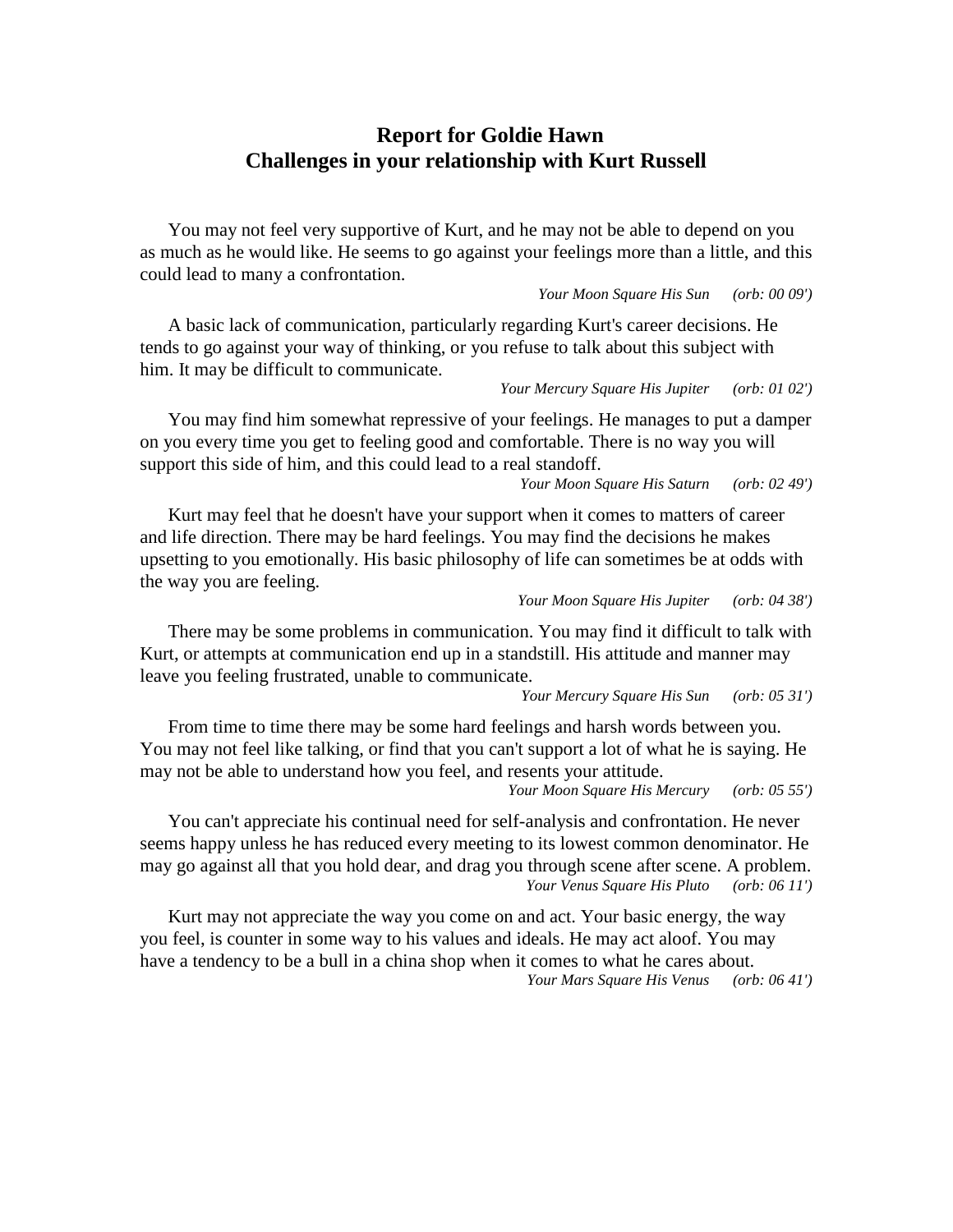# Report for Goldie Hawn
## Challenges in your relationship with Kurt Russell

You may not feel very supportive of Kurt, and he may not be able to depend on you as much as he would like. He seems to go against your feelings more than a little, and this could lead to many a confrontation.

*Your Moon Square His Sun (orb: 00 09')*

A basic lack of communication, particularly regarding Kurt's career decisions. He tends to go against your way of thinking, or you refuse to talk about this subject with him. It may be difficult to communicate.

*Your Mercury Square His Jupiter (orb: 01 02')*

You may find him somewhat repressive of your feelings. He manages to put a damper on you every time you get to feeling good and comfortable. There is no way you will support this side of him, and this could lead to a real standoff.

*Your Moon Square His Saturn (orb: 02 49')*

Kurt may feel that he doesn't have your support when it comes to matters of career and life direction. There may be hard feelings. You may find the decisions he makes upsetting to you emotionally. His basic philosophy of life can sometimes be at odds with the way you are feeling.

*Your Moon Square His Jupiter (orb: 04 38')*

There may be some problems in communication. You may find it difficult to talk with Kurt, or attempts at communication end up in a standstill. His attitude and manner may leave you feeling frustrated, unable to communicate.

*Your Mercury Square His Sun (orb: 05 31')*

From time to time there may be some hard feelings and harsh words between you. You may not feel like talking, or find that you can't support a lot of what he is saying. He may not be able to understand how you feel, and resents your attitude.

*Your Moon Square His Mercury (orb: 05 55')*

You can't appreciate his continual need for self-analysis and confrontation. He never seems happy unless he has reduced every meeting to its lowest common denominator. He may go against all that you hold dear, and drag you through scene after scene. A problem.

*Your Venus Square His Pluto (orb: 06 11')*

Kurt may not appreciate the way you come on and act. Your basic energy, the way you feel, is counter in some way to his values and ideals. He may act aloof. You may have a tendency to be a bull in a china shop when it comes to what he cares about.

*Your Mars Square His Venus (orb: 06 41')*